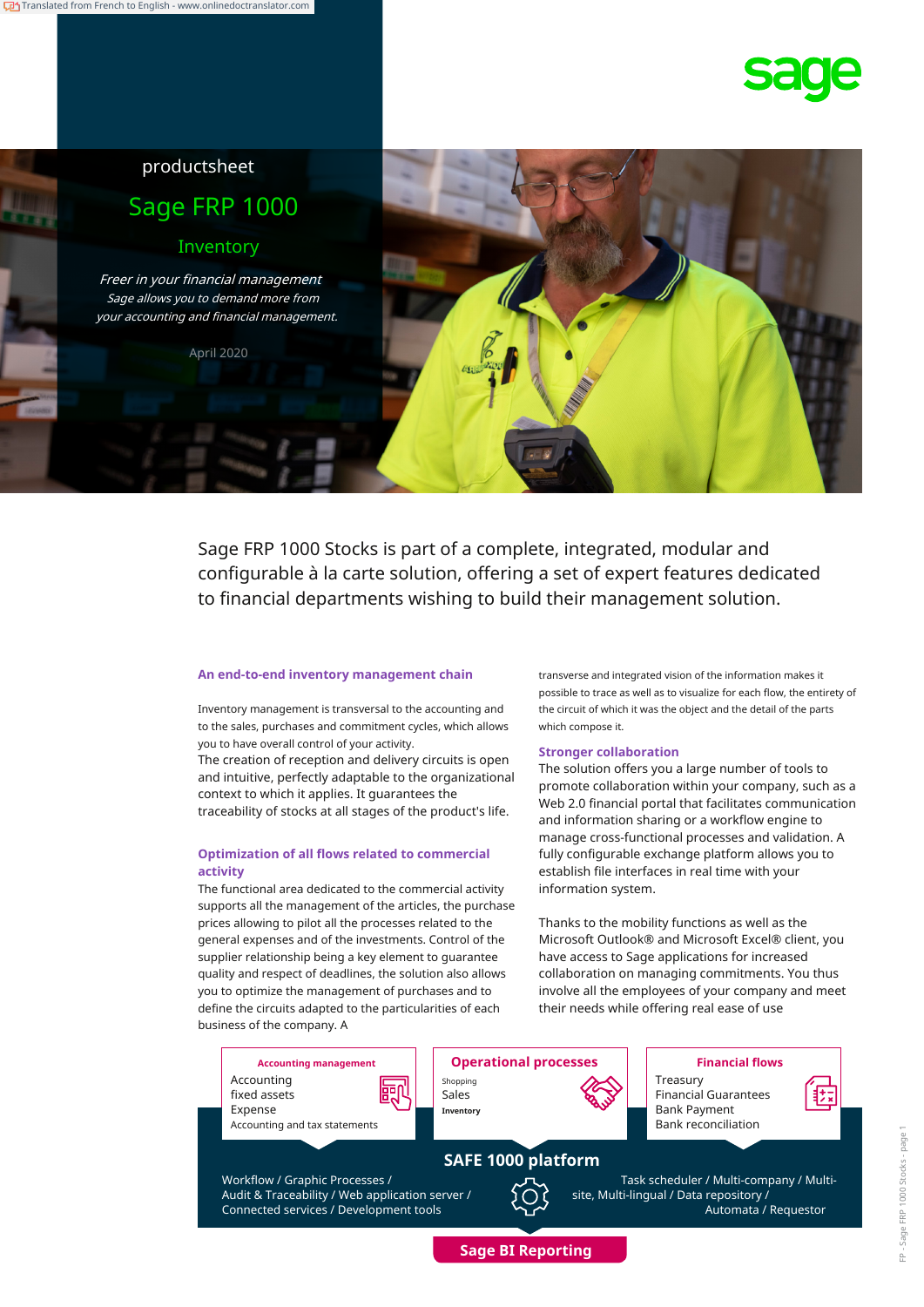productsheet

# Sage FRP 1000

## Inventory

*Freer in your financial management*
*Sage allows you to demand more from your accounting and financial management.*

April 2020

Sage FRP 1000 Stocks is part of a complete, integrated, modular and configurable à la carte solution, offering a set of expert features dedicated to financial departments wishing to build their management solution.

### An end-to-end inventory management chain

Inventory management is transversal to the accounting and to the sales, purchases and commitment cycles, which allows you to have overall control of your activity.
The creation of reception and delivery circuits is open and intuitive, perfectly adaptable to the organizational context to which it applies. It guarantees the traceability of stocks at all stages of the product's life.

### Optimization of all flows related to commercial activity

The functional area dedicated to the commercial activity supports all the management of the articles, the purchase prices allowing to pilot all the processes related to the general expenses and of the investments. Control of the supplier relationship being a key element to guarantee quality and respect of deadlines, the solution also allows you to optimize the management of purchases and to define the circuits adapted to the particularities of each business of the company. A transverse and integrated vision of the information makes it possible to trace as well as to visualize for each flow, the entirety of the circuit of which it was the object and the detail of the parts which compose it.

### Stronger collaboration

The solution offers you a large number of tools to promote collaboration within your company, such as a Web 2.0 financial portal that facilitates communication and information sharing or a workflow engine to manage cross-functional processes and validation. A fully configurable exchange platform allows you to establish file interfaces in real time with your information system.

Thanks to the mobility functions as well as the Microsoft Outlook® and Microsoft Excel® client, you have access to Sage applications for increased collaboration on managing commitments. You thus involve all the employees of your company and meet their needs while offering real ease of use

**Accounting management**
Accounting
fixed assets
Expense
Accounting and tax statements

**Operational processes**
Shopping
Sales
**Inventory**

**Financial flows**
Treasury
Financial Guarantees
Bank Payment
Bank reconciliation

**SAFE 1000 platform**

Workflow / Graphic Processes / Audit & Traceability / Web application server / Connected services / Development tools

Task scheduler / Multi-company / Multi-site, Multi-lingual / Data repository / Automata / Requestor

**Sage BI Reporting**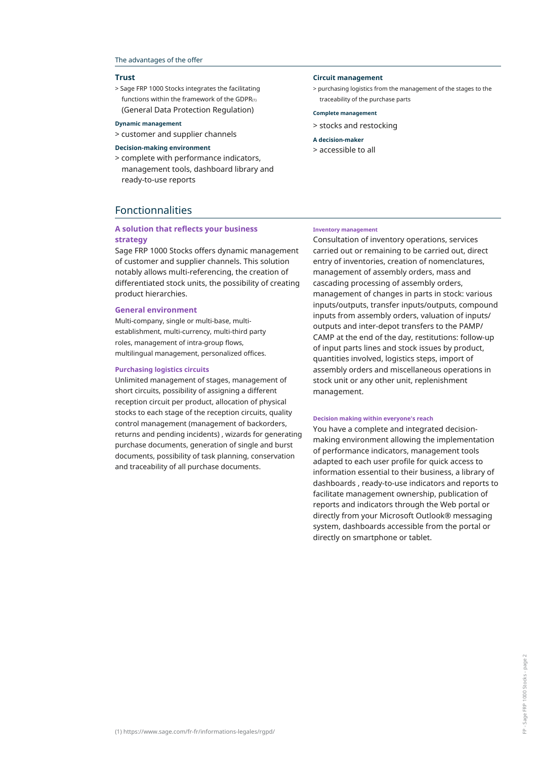## The advantages of the offer

**Trust**

> Sage FRP 1000 Stocks integrates the facilitating functions within the framework of the GDPR[1] (General Data Protection Regulation)

**Dynamic management**

> customer and supplier channels

**Decision-making environment**

> complete with performance indicators, management tools, dashboard library and ready-to-use reports

**Circuit management**

> purchasing logistics from the management of the stages to the traceability of the purchase parts

**Complete management**

> stocks and restocking

**A decision-maker**

> accessible to all

## Fonctionnalities

### A solution that reflects your business strategy

Sage FRP 1000 Stocks offers dynamic management of customer and supplier channels. This solution notably allows multi-referencing, the creation of differentiated stock units, the possibility of creating product hierarchies.

### General environment

Multi-company, single or multi-base, multi-establishment, multi-currency, multi-third party roles, management of intra-group flows, multilingual management, personalized offices.

### Purchasing logistics circuits

Unlimited management of stages, management of short circuits, possibility of assigning a different reception circuit per product, allocation of physical stocks to each stage of the reception circuits, quality control management (management of backorders, returns and pending incidents) , wizards for generating purchase documents, generation of single and burst documents, possibility of task planning, conservation and traceability of all purchase documents.

### Inventory management

Consultation of inventory operations, services carried out or remaining to be carried out, direct entry of inventories, creation of nomenclatures, management of assembly orders, mass and cascading processing of assembly orders, management of changes in parts in stock: various inputs/outputs, transfer inputs/outputs, compound inputs from assembly orders, valuation of inputs/outputs and inter-depot transfers to the PAMP/CAMP at the end of the day, restitutions: follow-up of input parts lines and stock issues by product, quantities involved, logistics steps, import of assembly orders and miscellaneous operations in stock unit or any other unit, replenishment management.

### Decision making within everyone's reach

You have a complete and integrated decision-making environment allowing the implementation of performance indicators, management tools adapted to each user profile for quick access to information essential to their business, a library of dashboards , ready-to-use indicators and reports to facilitate management ownership, publication of reports and indicators through the Web portal or directly from your Microsoft Outlook® messaging system, dashboards accessible from the portal or directly on smartphone or tablet.

(1) https://www.sage.com/fr-fr/informations-legales/rgpd/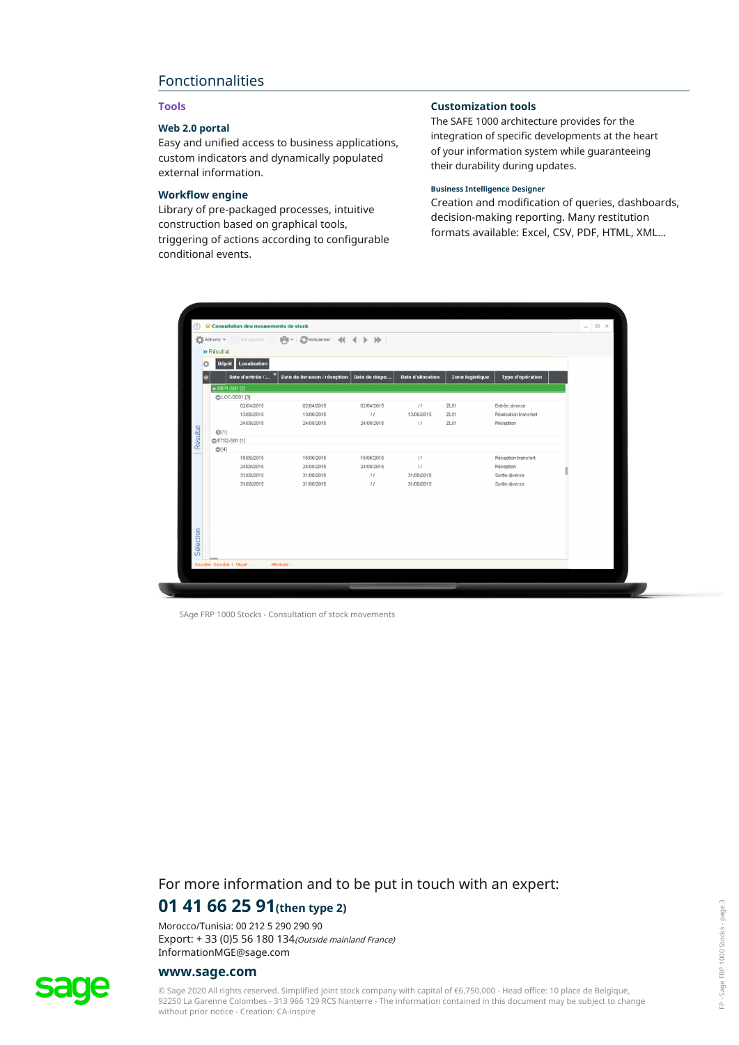## Fonctionnalities

### Tools

**Web 2.0 portal**

Easy and unified access to business applications, custom indicators and dynamically populated external information.

**Workflow engine**

Library of pre-packaged processes, intuitive construction based on graphical tools, triggering of actions according to configurable conditional events.

**Customization tools**

The SAFE 1000 architecture provides for the integration of specific developments at the heart of your information system while guaranteeing their durability during updates.

**Business Intelligence Designer**

Creation and modification of queries, dashboards, decision-making reporting. Many restitution formats available: Excel, CSV, PDF, HTML, XML...

SAge FRP 1000 Stocks - Consultation of stock movements

For more information and to be put in touch with an expert:

**01 41 66 25 91** **(then type 2)**

Morocco/Tunisia: 00 212 5 290 290 90

Export: + 33 (0)5 56 180 134 *(Outside mainland France)*

InformationMGE@sage.com

**www.sage.com**

© Sage 2020 All rights reserved. Simplified joint stock company with capital of €6,750,000 - Head office: 10 place de Belgique, 92250 La Garenne Colombes - 313 966 129 RCS Nanterre - The information contained in this document may be subject to change without prior notice - Creation: CA-inspire